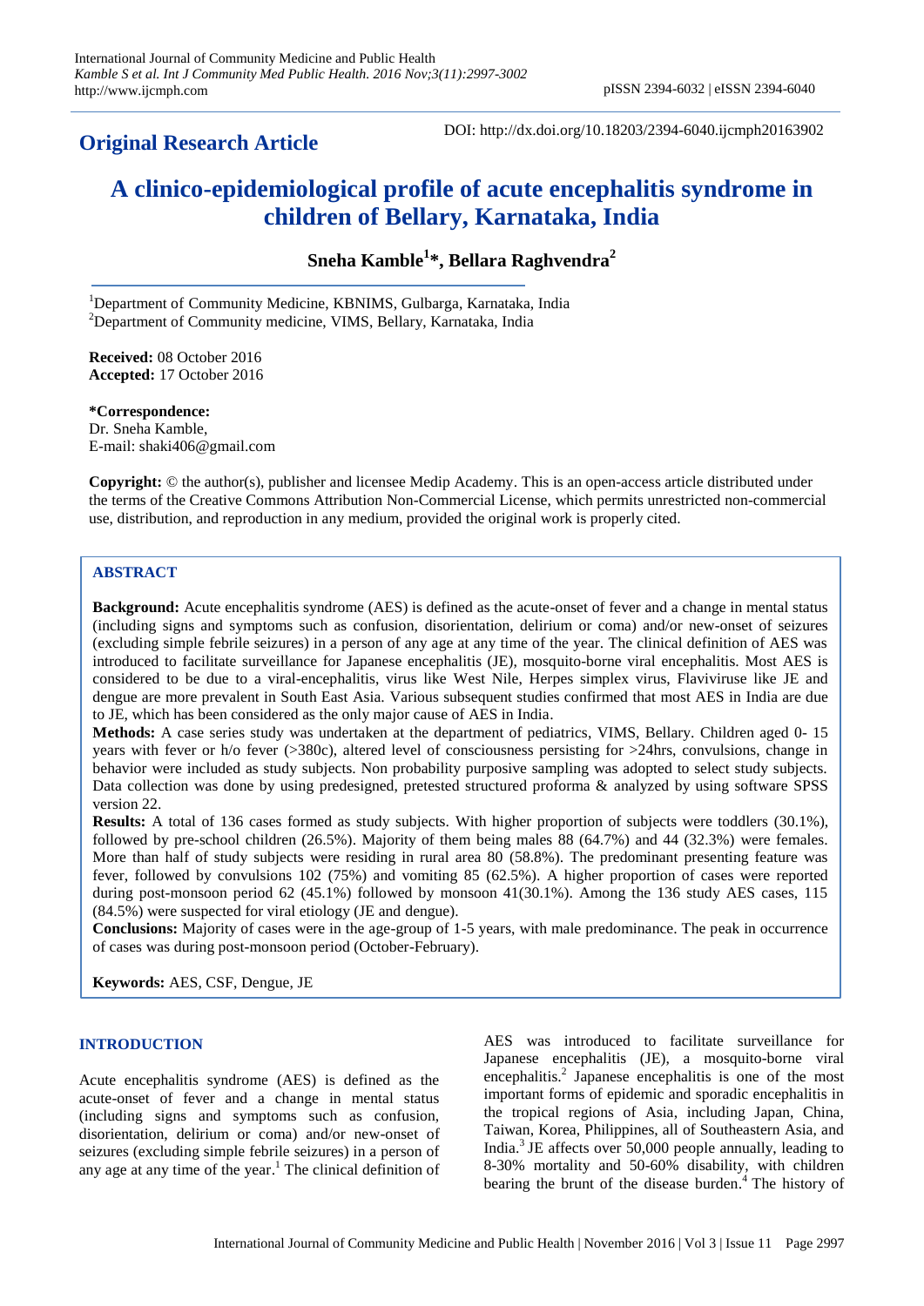## Original Research Article

DOI: http://dx.doi.org/10.18203/2394-6040.ijcmph20163902

# A clinico-epidemiological profile of acute encephalitis syndrome in children of Bellary, Karnataka, India

**Sneha Kamble[1]\*, Bellara Raghvendra[2]**

[1]Department of Community Medicine, KBNIMS, Gulbarga, Karnataka, India
[2]Department of Community medicine, VIMS, Bellary, Karnataka, India

**Received:** 08 October 2016
**Accepted:** 17 October 2016

**\*Correspondence:**
Dr. Sneha Kamble,
E-mail: shaki406@gmail.com

**Copyright:** © the author(s), publisher and licensee Medip Academy. This is an open-access article distributed under the terms of the Creative Commons Attribution Non-Commercial License, which permits unrestricted non-commercial use, distribution, and reproduction in any medium, provided the original work is properly cited.

## ABSTRACT

**Background:** Acute encephalitis syndrome (AES) is defined as the acute-onset of fever and a change in mental status (including signs and symptoms such as confusion, disorientation, delirium or coma) and/or new-onset of seizures (excluding simple febrile seizures) in a person of any age at any time of the year. The clinical definition of AES was introduced to facilitate surveillance for Japanese encephalitis (JE), mosquito-borne viral encephalitis. Most AES is considered to be due to a viral-encephalitis, virus like West Nile, Herpes simplex virus, Flaviviruse like JE and dengue are more prevalent in South East Asia. Various subsequent studies confirmed that most AES in India are due to JE, which has been considered as the only major cause of AES in India.

**Methods:** A case series study was undertaken at the department of pediatrics, VIMS, Bellary. Children aged 0- 15 years with fever or h/o fever (>380c), altered level of consciousness persisting for >24hrs, convulsions, change in behavior were included as study subjects. Non probability purposive sampling was adopted to select study subjects. Data collection was done by using predesigned, pretested structured proforma & analyzed by using software SPSS version 22.

**Results:** A total of 136 cases formed as study subjects. With higher proportion of subjects were toddlers (30.1%), followed by pre-school children (26.5%). Majority of them being males 88 (64.7%) and 44 (32.3%) were females. More than half of study subjects were residing in rural area 80 (58.8%). The predominant presenting feature was fever, followed by convulsions 102 (75%) and vomiting 85 (62.5%). A higher proportion of cases were reported during post-monsoon period 62 (45.1%) followed by monsoon 41(30.1%). Among the 136 study AES cases, 115 (84.5%) were suspected for viral etiology (JE and dengue).

**Conclusions:** Majority of cases were in the age-group of 1-5 years, with male predominance. The peak in occurrence of cases was during post-monsoon period (October-February).

**Keywords:** AES, CSF, Dengue, JE

## INTRODUCTION

Acute encephalitis syndrome (AES) is defined as the acute-onset of fever and a change in mental status (including signs and symptoms such as confusion, disorientation, delirium or coma) and/or new-onset of seizures (excluding simple febrile seizures) in a person of any age at any time of the year.[1] The clinical definition of AES was introduced to facilitate surveillance for Japanese encephalitis (JE), a mosquito-borne viral encephalitis.[2] Japanese encephalitis is one of the most important forms of epidemic and sporadic encephalitis in the tropical regions of Asia, including Japan, China, Taiwan, Korea, Philippines, all of Southeastern Asia, and India.[3] JE affects over 50,000 people annually, leading to 8-30% mortality and 50-60% disability, with children bearing the brunt of the disease burden.[4] The history of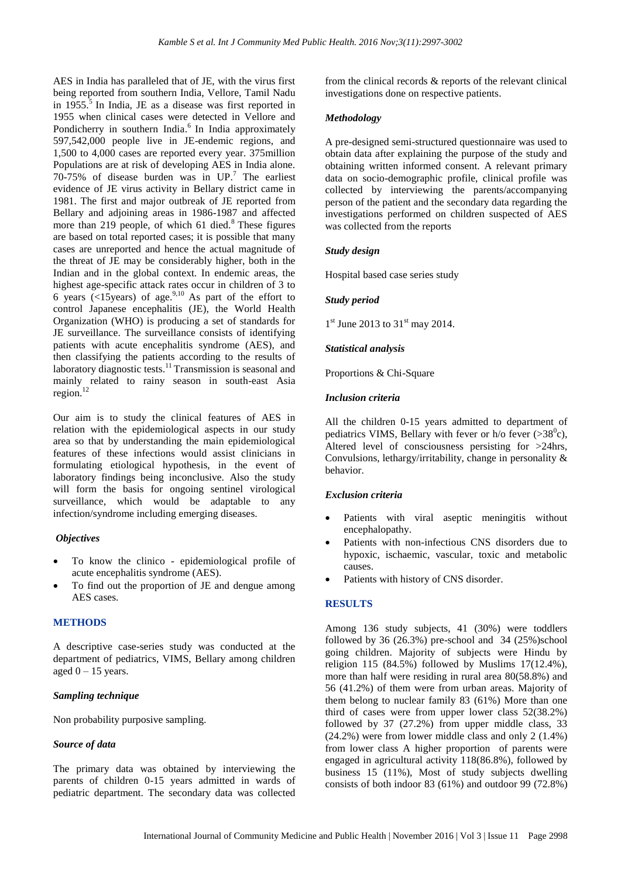AES in India has paralleled that of JE, with the virus first being reported from southern India, Vellore, Tamil Nadu in 1955.[5] In India, JE as a disease was first reported in 1955 when clinical cases were detected in Vellore and Pondicherry in southern India.[6] In India approximately 597,542,000 people live in JE-endemic regions, and 1,500 to 4,000 cases are reported every year. 375million Populations are at risk of developing AES in India alone. 70-75% of disease burden was in UP.[7] The earliest evidence of JE virus activity in Bellary district came in 1981. The first and major outbreak of JE reported from Bellary and adjoining areas in 1986-1987 and affected more than 219 people, of which 61 died.[8] These figures are based on total reported cases; it is possible that many cases are unreported and hence the actual magnitude of the threat of JE may be considerably higher, both in the Indian and in the global context. In endemic areas, the highest age-specific attack rates occur in children of 3 to 6 years (<15years) of age.[9,10] As part of the effort to control Japanese encephalitis (JE), the World Health Organization (WHO) is producing a set of standards for JE surveillance. The surveillance consists of identifying patients with acute encephalitis syndrome (AES), and then classifying the patients according to the results of laboratory diagnostic tests.[11] Transmission is seasonal and mainly related to rainy season in south-east Asia region.[12]

Our aim is to study the clinical features of AES in relation with the epidemiological aspects in our study area so that by understanding the main epidemiological features of these infections would assist clinicians in formulating etiological hypothesis, in the event of laboratory findings being inconclusive. Also the study will form the basis for ongoing sentinel virological surveillance, which would be adaptable to any infection/syndrome including emerging diseases.

### *Objectives*

- To know the clinico - epidemiological profile of acute encephalitis syndrome (AES).
- To find out the proportion of JE and dengue among AES cases.

## METHODS

A descriptive case-series study was conducted at the department of pediatrics, VIMS, Bellary among children aged 0 – 15 years.

### *Sampling technique*

Non probability purposive sampling.

### *Source of data*

The primary data was obtained by interviewing the parents of children 0-15 years admitted in wards of pediatric department. The secondary data was collected from the clinical records & reports of the relevant clinical investigations done on respective patients.

### *Methodology*

A pre-designed semi-structured questionnaire was used to obtain data after explaining the purpose of the study and obtaining written informed consent. A relevant primary data on socio-demographic profile, clinical profile was collected by interviewing the parents/accompanying person of the patient and the secondary data regarding the investigations performed on children suspected of AES was collected from the reports

### *Study design*

Hospital based case series study

### *Study period*

1st June 2013 to 31st may 2014.

### *Statistical analysis*

Proportions & Chi-Square

### *Inclusion criteria*

All the children 0-15 years admitted to department of pediatrics VIMS, Bellary with fever or h/o fever (>38$^0$c), Altered level of consciousness persisting for >24hrs, Convulsions, lethargy/irritability, change in personality & behavior.

### *Exclusion criteria*

- Patients with viral aseptic meningitis without encephalopathy.
- Patients with non-infectious CNS disorders due to hypoxic, ischaemic, vascular, toxic and metabolic causes.
- Patients with history of CNS disorder.

## RESULTS

Among 136 study subjects, 41 (30%) were toddlers followed by 36 (26.3%) pre-school and 34 (25%)school going children. Majority of subjects were Hindu by religion 115 (84.5%) followed by Muslims 17(12.4%), more than half were residing in rural area 80(58.8%) and 56 (41.2%) of them were from urban areas. Majority of them belong to nuclear family 83 (61%) More than one third of cases were from upper lower class 52(38.2%) followed by 37 (27.2%) from upper middle class, 33 (24.2%) were from lower middle class and only 2 (1.4%) from lower class A higher proportion of parents were engaged in agricultural activity 118(86.8%), followed by business 15 (11%), Most of study subjects dwelling consists of both indoor 83 (61%) and outdoor 99 (72.8%)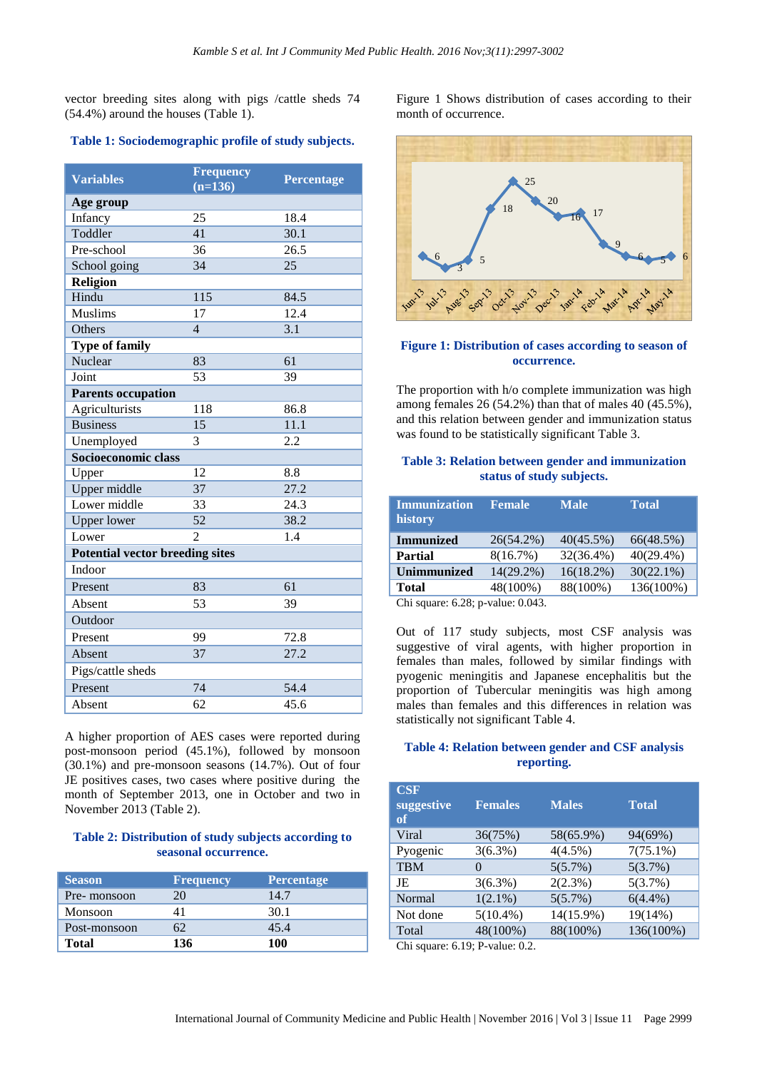vector breeding sites along with pigs /cattle sheds 74 (54.4%) around the houses (Table 1).

**Table 1: Sociodemographic profile of study subjects.**

| Variables | Frequency (n=136) | Percentage |
|---|---|---|
| **Age group** | | |
| Infancy | 25 | 18.4 |
| Toddler | 41 | 30.1 |
| Pre-school | 36 | 26.5 |
| School going | 34 | 25 |
| **Religion** | | |
| Hindu | 115 | 84.5 |
| Muslims | 17 | 12.4 |
| Others | 4 | 3.1 |
| **Type of family** | | |
| Nuclear | 83 | 61 |
| Joint | 53 | 39 |
| **Parents occupation** | | |
| Agriculturists | 118 | 86.8 |
| Business | 15 | 11.1 |
| Unemployed | 3 | 2.2 |
| **Socioeconomic class** | | |
| Upper | 12 | 8.8 |
| Upper middle | 37 | 27.2 |
| Lower middle | 33 | 24.3 |
| Upper lower | 52 | 38.2 |
| Lower | 2 | 1.4 |
| **Potential vector breeding sites** | | |
| Indoor | | |
| Present | 83 | 61 |
| Absent | 53 | 39 |
| Outdoor | | |
| Present | 99 | 72.8 |
| Absent | 37 | 27.2 |
| Pigs/cattle sheds | | |
| Present | 74 | 54.4 |
| Absent | 62 | 45.6 |

A higher proportion of AES cases were reported during post-monsoon period (45.1%), followed by monsoon (30.1%) and pre-monsoon seasons (14.7%). Out of four JE positives cases, two cases where positive during the month of September 2013, one in October and two in November 2013 (Table 2).

**Table 2: Distribution of study subjects according to seasonal occurrence.**

| Season | Frequency | Percentage |
|---|---|---|
| Pre- monsoon | 20 | 14.7 |
| Monsoon | 41 | 30.1 |
| Post-monsoon | 62 | 45.4 |
| **Total** | **136** | **100** |

Figure 1 Shows distribution of cases according to their month of occurrence.

**Figure 1: Distribution of cases according to season of occurrence.**

The proportion with h/o complete immunization was high among females 26 (54.2%) than that of males 40 (45.5%), and this relation between gender and immunization status was found to be statistically significant Table 3.

**Table 3: Relation between gender and immunization status of study subjects.**

| Immunization history | Female | Male | Total |
|---|---|---|---|
| **Immunized** | 26(54.2%) | 40(45.5%) | 66(48.5%) |
| **Partial** | 8(16.7%) | 32(36.4%) | 40(29.4%) |
| **Unimmunized** | 14(29.2%) | 16(18.2%) | 30(22.1%) |
| **Total** | 48(100%) | 88(100%) | 136(100%) |

Chi square: 6.28; p-value: 0.043.

Out of 117 study subjects, most CSF analysis was suggestive of viral agents, with higher proportion in females than males, followed by similar findings with pyogenic meningitis and Japanese encephalitis but the proportion of Tubercular meningitis was high among males than females and this differences in relation was statistically not significant Table 4.

**Table 4: Relation between gender and CSF analysis reporting.**

| CSF suggestive of | Females | Males | Total |
|---|---|---|---|
| Viral | 36(75%) | 58(65.9%) | 94(69%) |
| Pyogenic | 3(6.3%) | 4(4.5%) | 7(75.1%) |
| TBM | 0 | 5(5.7%) | 5(3.7%) |
| JE | 3(6.3%) | 2(2.3%) | 5(3.7%) |
| Normal | 1(2.1%) | 5(5.7%) | 6(4.4%) |
| Not done | 5(10.4%) | 14(15.9%) | 19(14%) |
| Total | 48(100%) | 88(100%) | 136(100%) |

Chi square: 6.19; P-value: 0.2.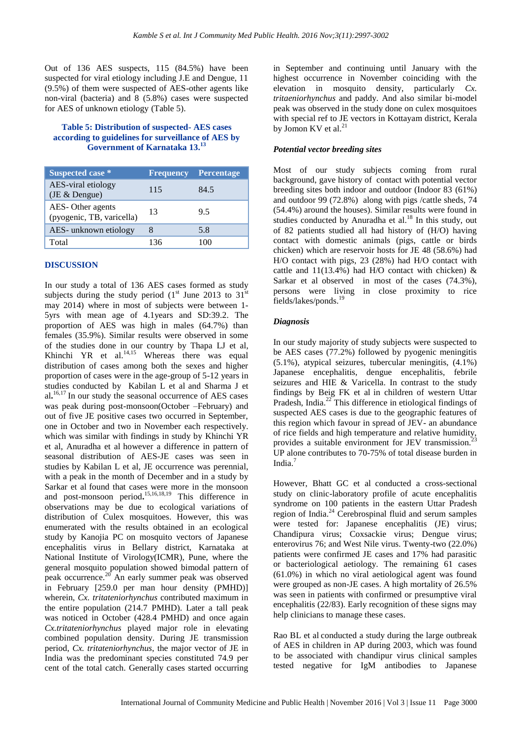Out of 136 AES suspects, 115 (84.5%) have been suspected for viral etiology including J.E and Dengue, 11 (9.5%) of them were suspected of AES-other agents like non-viral (bacteria) and 8 (5.8%) cases were suspected for AES of unknown etiology (Table 5).

**Table 5: Distribution of suspected- AES cases according to guidelines for surveillance of AES by Government of Karnataka 13.[13]**

| Suspected case * | Frequency | Percentage |
|---|---|---|
| AES-viral etiology (JE & Dengue) | 115 | 84.5 |
| AES- Other agents (pyogenic, TB, varicella) | 13 | 9.5 |
| AES- unknown etiology | 8 | 5.8 |
| Total | 136 | 100 |

## DISCUSSION

In our study a total of 136 AES cases formed as study subjects during the study period (1st June 2013 to 31st may 2014) where in most of subjects were between 1-5yrs with mean age of 4.1years and SD:39.2. The proportion of AES was high in males (64.7%) than females (35.9%). Similar results were observed in some of the studies done in our country by Thapa LJ et al, Khinchi YR et al.[14,15] Whereas there was equal distribution of cases among both the sexes and higher proportion of cases were in the age-group of 5-12 years in studies conducted by Kabilan L et al and Sharma J et al**.**[16,17] In our study the seasonal occurrence of AES cases was peak during post-monsoon(October –February) and out of five JE positive cases two occurred in September, one in October and two in November each respectively. which was similar with findings in study by Khinchi YR et al, Anuradha et al however a difference in pattern of seasonal distribution of AES-JE cases was seen in studies by Kabilan L et al, JE occurrence was perennial, with a peak in the month of December and in a study by Sarkar et al found that cases were more in the monsoon and post-monsoon period**.**[15,16,18,19] This difference in observations may be due to ecological variations of distribution of Culex mosquitoes. However, this was enumerated with the results obtained in an ecological study by Kanojia PC on mosquito vectors of Japanese encephalitis virus in Bellary district, Karnataka at National Institute of Virology(ICMR), Pune, where the general mosquito population showed bimodal pattern of peak occurrence.[20] An early summer peak was observed in February [259.0 per man hour density (PMHD)] wherein, *Cx. tritateniorhynchus* contributed maximum in the entire population (214.7 PMHD). Later a tall peak was noticed in October (428.4 PMHD) and once again *Cx.tritateniorhynchus* played major role in elevating combined population density. During JE transmission period, *Cx. tritateniorhynchus*, the major vector of JE in India was the predominant species constituted 74.9 per cent of the total catch. Generally cases started occurring in September and continuing until January with the highest occurrence in November coinciding with the elevation in mosquito density, particularly *Cx. tritaeniorhynchus* and paddy. And also similar bi-model peak was observed in the study done on culex mosquitoes with special ref to JE vectors in Kottayam district, Kerala by Jomon KV et al.[21]

### *Potential vector breeding sites*

Most of our study subjects coming from rural background, gave history of contact with potential vector breeding sites both indoor and outdoor (Indoor 83 (61%) and outdoor 99 (72.8%) along with pigs /cattle sheds, 74 (54.4%) around the houses). Similar results were found in studies conducted by Anuradha et al.[18] In this study, out of 82 patients studied all had history of (H/O) having contact with domestic animals (pigs, cattle or birds chicken) which are reservoir hosts for JE 48 (58.6%) had H/O contact with pigs, 23 (28%) had H/O contact with cattle and 11(13.4%) had H/O contact with chicken) & Sarkar et al observed in most of the cases (74.3%), persons were living in close proximity to rice fields/lakes/ponds.[19]

### *Diagnosis*

In our study majority of study subjects were suspected to be AES cases (77.2%) followed by pyogenic meningitis (5.1%), atypical seizures, tubercular meningitis, (4.1%) Japanese encephalitis, dengue encephalitis, febrile seizures and HIE & Varicella. In contrast to the study findings by Beig FK et al in children of western Uttar Pradesh, India.[22] This difference in etiological findings of suspected AES cases is due to the geographic features of this region which favour in spread of JEV- an abundance of rice fields and high temperature and relative humidity, provides a suitable environment for JEV transmission.[23] UP alone contributes to 70-75% of total disease burden in India.[7]

However, Bhatt GC et al conducted a cross-sectional study on clinic-laboratory profile of acute encephalitis syndrome on 100 patients in the eastern Uttar Pradesh region of India.[24] Cerebrospinal fluid and serum samples were tested for: Japanese encephalitis (JE) virus; Chandipura virus; Coxsackie virus; Dengue virus; enterovirus 76; and West Nile virus. Twenty-two (22.0%) patients were confirmed JE cases and 17% had parasitic or bacteriological aetiology. The remaining 61 cases (61.0%) in which no viral aetiological agent was found were grouped as non-JE cases. A high mortality of 26.5% was seen in patients with confirmed or presumptive viral encephalitis (22/83). Early recognition of these signs may help clinicians to manage these cases.

Rao BL et al conducted a study during the large outbreak of AES in children in AP during 2003, which was found to be associated with chandipur virus clinical samples tested negative for IgM antibodies to Japanese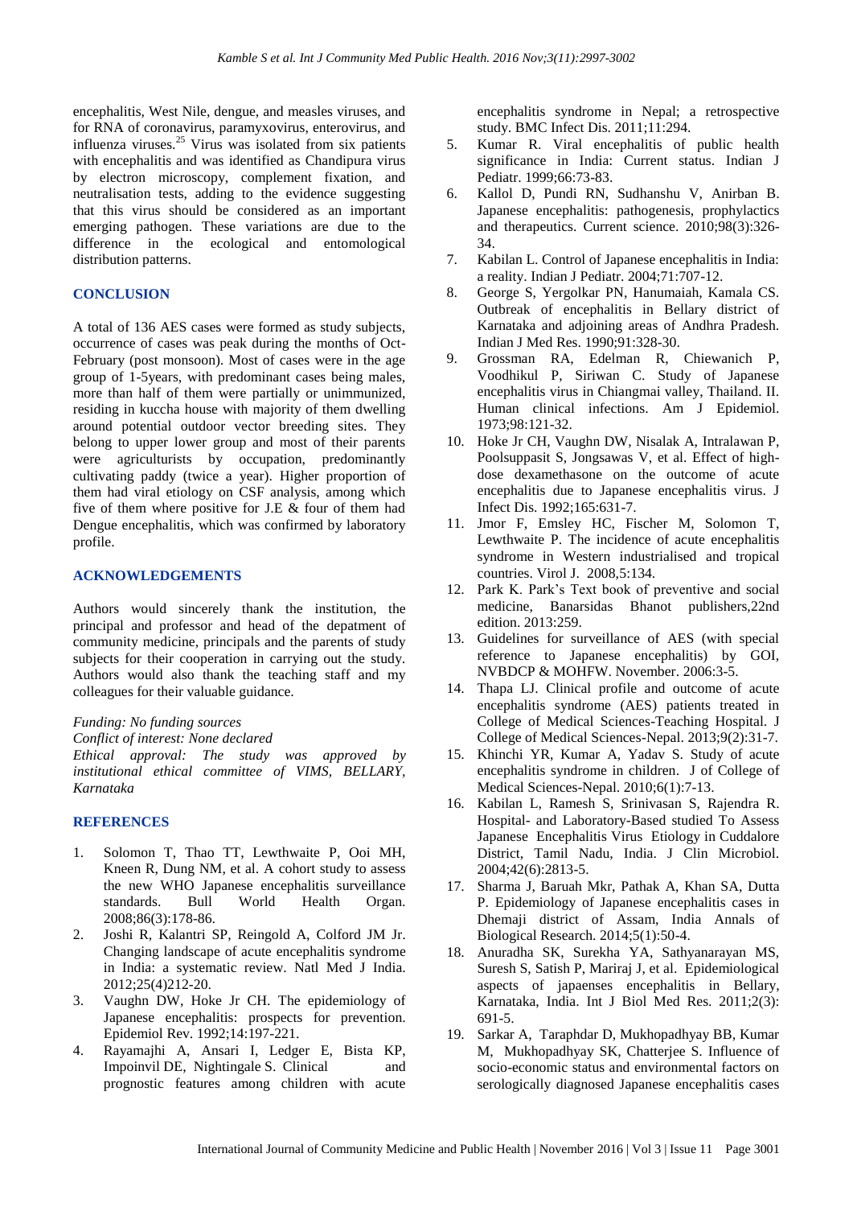encephalitis, West Nile, dengue, and measles viruses, and for RNA of coronavirus, paramyxovirus, enterovirus, and influenza viruses.[25] Virus was isolated from six patients with encephalitis and was identified as Chandipura virus by electron microscopy, complement fixation, and neutralisation tests, adding to the evidence suggesting that this virus should be considered as an important emerging pathogen. These variations are due to the difference in the ecological and entomological distribution patterns.

## CONCLUSION

A total of 136 AES cases were formed as study subjects, occurrence of cases was peak during the months of Oct-February (post monsoon). Most of cases were in the age group of 1-5years, with predominant cases being males, more than half of them were partially or unimmunized, residing in kuccha house with majority of them dwelling around potential outdoor vector breeding sites. They belong to upper lower group and most of their parents were agriculturists by occupation, predominantly cultivating paddy (twice a year). Higher proportion of them had viral etiology on CSF analysis, among which five of them where positive for J.E & four of them had Dengue encephalitis, which was confirmed by laboratory profile.

## ACKNOWLEDGEMENTS

Authors would sincerely thank the institution, the principal and professor and head of the depatment of community medicine, principals and the parents of study subjects for their cooperation in carrying out the study. Authors would also thank the teaching staff and my colleagues for their valuable guidance.

*Funding: No funding sources*
*Conflict of interest: None declared*
*Ethical approval: The study was approved by institutional ethical committee of VIMS, BELLARY, Karnataka*

## REFERENCES

1. Solomon T, Thao TT, Lewthwaite P, Ooi MH, Kneen R, Dung NM, et al. A cohort study to assess the new WHO Japanese encephalitis surveillance standards. Bull World Health Organ. 2008;86(3):178-86.
2. Joshi R, Kalantri SP, Reingold A, Colford JM Jr. Changing landscape of acute encephalitis syndrome in India: a systematic review. Natl Med J India. 2012;25(4)212-20.
3. Vaughn DW, Hoke Jr CH. The epidemiology of Japanese encephalitis: prospects for prevention. Epidemiol Rev. 1992;14:197-221.
4. Rayamajhi A, Ansari I, Ledger E, Bista KP, Impoinvil DE, Nightingale S. Clinical and prognostic features among children with acute encephalitis syndrome in Nepal; a retrospective study. BMC Infect Dis. 2011;11:294.
5. Kumar R. Viral encephalitis of public health significance in India: Current status. Indian J Pediatr. 1999;66:73-83.
6. Kallol D, Pundi RN, Sudhanshu V, Anirban B. Japanese encephalitis: pathogenesis, prophylactics and therapeutics. Current science. 2010;98(3):326-34.
7. Kabilan L. Control of Japanese encephalitis in India: a reality. Indian J Pediatr. 2004;71:707-12.
8. George S, Yergolkar PN, Hanumaiah, Kamala CS. Outbreak of encephalitis in Bellary district of Karnataka and adjoining areas of Andhra Pradesh. Indian J Med Res. 1990;91:328-30.
9. Grossman RA, Edelman R, Chiewanich P, Voodhikul P, Siriwan C. Study of Japanese encephalitis virus in Chiangmai valley, Thailand. II. Human clinical infections. Am J Epidemiol. 1973;98:121-32.
10. Hoke Jr CH, Vaughn DW, Nisalak A, Intralawan P, Poolsuppasit S, Jongsawas V, et al. Effect of high-dose dexamethasone on the outcome of acute encephalitis due to Japanese encephalitis virus. J Infect Dis. 1992;165:631-7.
11. Jmor F, Emsley HC, Fischer M, Solomon T, Lewthwaite P. The incidence of acute encephalitis syndrome in Western industrialised and tropical countries. Virol J. 2008,5:134.
12. Park K. Park's Text book of preventive and social medicine, Banarsidas Bhanot publishers,22nd edition. 2013:259.
13. Guidelines for surveillance of AES (with special reference to Japanese encephalitis) by GOI, NVBDCP & MOHFW. November. 2006:3-5.
14. Thapa LJ. Clinical profile and outcome of acute encephalitis syndrome (AES) patients treated in College of Medical Sciences-Teaching Hospital. J College of Medical Sciences-Nepal. 2013;9(2):31-7.
15. Khinchi YR, Kumar A, Yadav S. Study of acute encephalitis syndrome in children. J of College of Medical Sciences-Nepal. 2010;6(1):7-13.
16. Kabilan L, Ramesh S, Srinivasan S, Rajendra R. Hospital- and Laboratory-Based studied To Assess Japanese Encephalitis Virus Etiology in Cuddalore District, Tamil Nadu, India. J Clin Microbiol. 2004;42(6):2813-5.
17. Sharma J, Baruah Mkr, Pathak A, Khan SA, Dutta P. Epidemiology of Japanese encephalitis cases in Dhemaji district of Assam, India Annals of Biological Research. 2014;5(1):50-4.
18. Anuradha SK, Surekha YA, Sathyanarayan MS, Suresh S, Satish P, Mariraj J, et al. Epidemiological aspects of japaenses encephalitis in Bellary, Karnataka, India. Int J Biol Med Res. 2011;2(3): 691-5.
19. Sarkar A, Taraphdar D, Mukhopadhyay BB, Kumar M, Mukhopadhyay SK, Chatterjee S. Influence of socio-economic status and environmental factors on serologically diagnosed Japanese encephalitis cases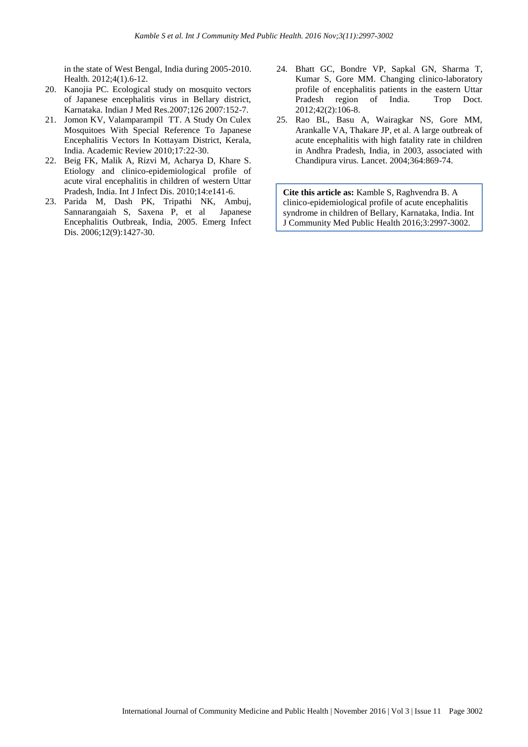in the state of West Bengal, India during 2005-2010. Health. 2012;4(1).6-12.

20. Kanojia PC. Ecological study on mosquito vectors of Japanese encephalitis virus in Bellary district, Karnataka. Indian J Med Res.2007;126 2007:152-7.
21. Jomon KV, Valamparampil TT. A Study On Culex Mosquitoes With Special Reference To Japanese Encephalitis Vectors In Kottayam District, Kerala, India. Academic Review 2010;17:22-30.
22. Beig FK, Malik A, Rizvi M, Acharya D, Khare S. Etiology and clinico-epidemiological profile of acute viral encephalitis in children of western Uttar Pradesh, India. Int J Infect Dis. 2010;14:e141-6.
23. Parida M, Dash PK, Tripathi NK, Ambuj, Sannarangaiah S, Saxena P, et al Japanese Encephalitis Outbreak, India, 2005. Emerg Infect Dis. 2006;12(9):1427-30.
24. Bhatt GC, Bondre VP, Sapkal GN, Sharma T, Kumar S, Gore MM. Changing clinico-laboratory profile of encephalitis patients in the eastern Uttar Pradesh region of India. Trop Doct. 2012;42(2):106-8.
25. Rao BL, Basu A, Wairagkar NS, Gore MM, Arankalle VA, Thakare JP, et al. A large outbreak of acute encephalitis with high fatality rate in children in Andhra Pradesh, India, in 2003, associated with Chandipura virus. Lancet. 2004;364:869-74.

**Cite this article as:** Kamble S, Raghvendra B. A clinico-epidemiological profile of acute encephalitis syndrome in children of Bellary, Karnataka, India. Int J Community Med Public Health 2016;3:2997-3002.